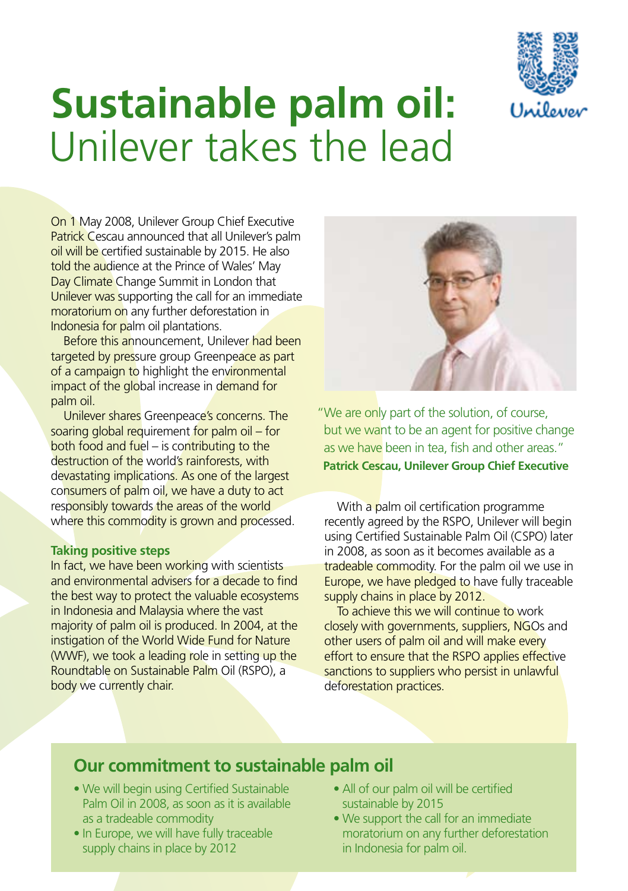# Sustainable palm oil: Unilever takes the lead

On 1 May 2008, Unilever Group Chief Executive Patrick Cescau announced that all Unilever's palm oil will be certified sustainable by 2015. He also told the audience at the Prince of Wales' May Day Climate Change Summit in London that Unilever was supporting the call for an immediate moratorium on any further deforestation in Indonesia for palm oil plantations.

Before this announcement, Unilever had been targeted by pressure group Greenpeace as part of a campaign to highlight the environmental impact of the global increase in demand for palm oil.

Unilever shares Greenpeace's concerns. The soaring global requirement for palm oil – for both food and fuel – is contributing to the destruction of the world's rainforests, with devastating implications. As one of the largest consumers of palm oil, we have a duty to act responsibly towards the areas of the world where this commodity is grown and processed.

## Taking positive steps

In fact, we have been working with scientists and environmental advisers for a decade to find the best way to protect the valuable ecosystems in Indonesia and Malaysia where the vast majority of palm oil is produced. In 2004, at the instigation of the World Wide Fund for Nature (WWF), we took a leading role in setting up the Roundtable on Sustainable Palm Oil (RSPO), a body we currently chair.

"We are only part of the solution, of course, but we want to be an agent for positive change as we have been in tea, fish and other areas."
**Patrick Cescau, Unilever Group Chief Executive**

With a palm oil certification programme recently agreed by the RSPO, Unilever will begin using Certified Sustainable Palm Oil (CSPO) later in 2008, as soon as it becomes available as a tradeable commodity. For the palm oil we use in Europe, we have pledged to have fully traceable supply chains in place by 2012.

To achieve this we will continue to work closely with governments, suppliers, NGOs and other users of palm oil and will make every effort to ensure that the RSPO applies effective sanctions to suppliers who persist in unlawful deforestation practices.

## Our commitment to sustainable palm oil

- We will begin using Certified Sustainable Palm Oil in 2008, as soon as it is available as a tradeable commodity
- In Europe, we will have fully traceable supply chains in place by 2012
- All of our palm oil will be certified sustainable by 2015
- We support the call for an immediate moratorium on any further deforestation in Indonesia for palm oil.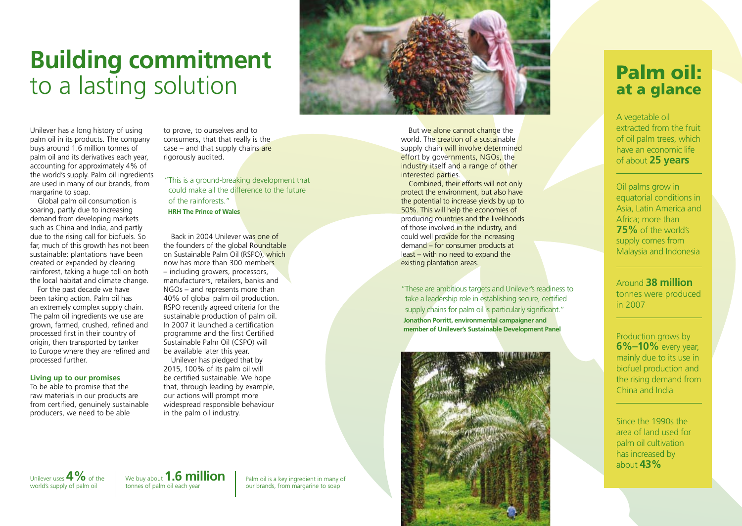# Building commitment to a lasting solution

Unilever has a long history of using palm oil in its products. The company buys around 1.6 million tonnes of palm oil and its derivatives each year, accounting for approximately 4% of the world's supply. Palm oil ingredients are used in many of our brands, from margarine to soap.

Global palm oil consumption is soaring, partly due to increasing demand from developing markets such as China and India, and partly due to the rising call for biofuels. So far, much of this growth has not been sustainable: plantations have been created or expanded by clearing rainforest, taking a huge toll on both the local habitat and climate change.

For the past decade we have been taking action. Palm oil has an extremely complex supply chain. The palm oil ingredients we use are grown, farmed, crushed, refined and processed first in their country of origin, then transported by tanker to Europe where they are refined and processed further.

### Living up to our promises

To be able to promise that the raw materials in our products are from certified, genuinely sustainable producers, we need to be able to prove, to ourselves and to consumers, that that really is the case – and that supply chains are rigorously audited.

> "This is a ground-breaking development that could make all the difference to the future of the rainforests."
> **HRH The Prince of Wales**

Back in 2004 Unilever was one of the founders of the global Roundtable on Sustainable Palm Oil (RSPO), which now has more than 300 members – including growers, processors, manufacturers, retailers, banks and NGOs – and represents more than 40% of global palm oil production. RSPO recently agreed criteria for the sustainable production of palm oil. In 2007 it launched a certification programme and the first Certified Sustainable Palm Oil (CSPO) will be available later this year.

Unilever has pledged that by 2015, 100% of its palm oil will be certified sustainable. We hope that, through leading by example, our actions will prompt more widespread responsible behaviour in the palm oil industry.

But we alone cannot change the world. The creation of a sustainable supply chain will involve determined effort by governments, NGOs, the industry itself and a range of other interested parties.

Combined, their efforts will not only protect the environment, but also have the potential to increase yields by up to 50%. This will help the economies of producing countries and the livelihoods of those involved in the industry, and could well provide for the increasing demand – for consumer products at least – with no need to expand the existing plantation areas.

> "These are ambitious targets and Unilever's readiness to take a leadership role in establishing secure, certified supply chains for palm oil is particularly significant."
> **Jonathon Porritt, environmental campaigner and member of Unilever's Sustainable Development Panel**

Unilever uses **4%** of the world's supply of palm oil

We buy about **1.6 million** tonnes of palm oil each year

Palm oil is a key ingredient in many of our brands, from margarine to soap

## Palm oil: at a glance

A vegetable oil extracted from the fruit of oil palm trees, which have an economic life of about **25 years**

Oil palms grow in equatorial conditions in Asia, Latin America and Africa; more than **75%** of the world's supply comes from Malaysia and Indonesia

Around **38 million** tonnes were produced in 2007

Production grows by **6%–10%** every year, mainly due to its use in biofuel production and the rising demand from China and India

Since the 1990s the area of land used for palm oil cultivation has increased by about **43%**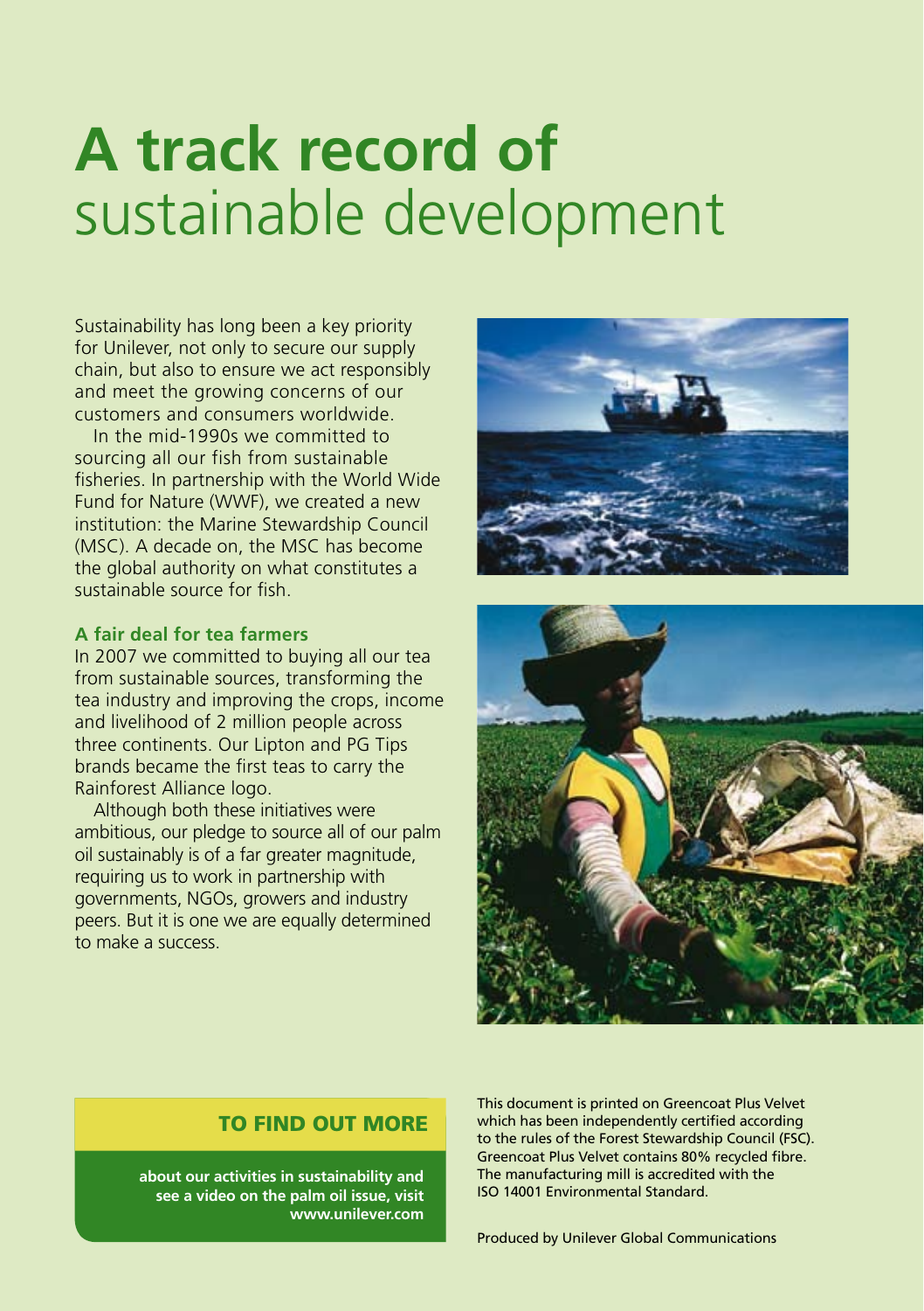# **A track record of** sustainable development

Sustainability has long been a key priority for Unilever, not only to secure our supply chain, but also to ensure we act responsibly and meet the growing concerns of our customers and consumers worldwide.

In the mid-1990s we committed to sourcing all our fish from sustainable fisheries. In partnership with the World Wide Fund for Nature (WWF), we created a new institution: the Marine Stewardship Council (MSC). A decade on, the MSC has become the global authority on what constitutes a sustainable source for fish.

### A fair deal for tea farmers

In 2007 we committed to buying all our tea from sustainable sources, transforming the tea industry and improving the crops, income and livelihood of 2 million people across three continents. Our Lipton and PG Tips brands became the first teas to carry the Rainforest Alliance logo.

Although both these initiatives were ambitious, our pledge to source all of our palm oil sustainably is of a far greater magnitude, requiring us to work in partnership with governments, NGOs, growers and industry peers. But it is one we are equally determined to make a success.

## TO FIND OUT MORE

**about our activities in sustainability and see a video on the palm oil issue, visit www.unilever.com**

This document is printed on Greencoat Plus Velvet which has been independently certified according to the rules of the Forest Stewardship Council (FSC). Greencoat Plus Velvet contains 80% recycled fibre. The manufacturing mill is accredited with the ISO 14001 Environmental Standard.

Produced by Unilever Global Communications